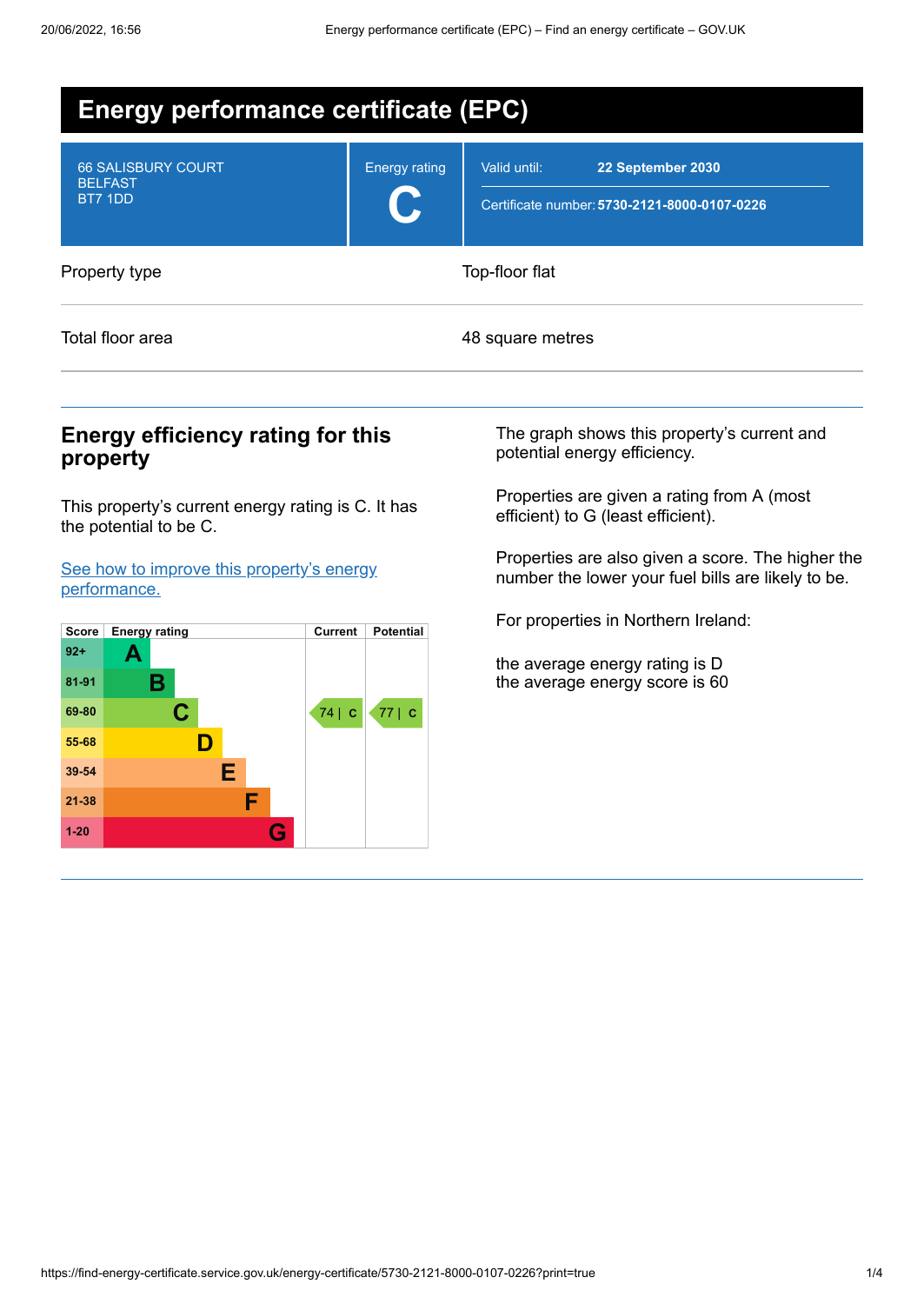# Energy performance certificate (EPC)

| | | |
|---|---|---|
| 66 SALISBURY COURT<br>BELFAST<br>BT7 1DD | Energy rating<br>**C** | Valid until: **22 September 2030**<br>Certificate number: **5730-2121-8000-0107-0226** |

| | |
|---|---|
| Property type | Top-floor flat |
| Total floor area | 48 square metres |

## Energy efficiency rating for this property

This property's current energy rating is C. It has the potential to be C.

[See how to improve this property's energy performance.]

| Score | Energy rating | Current | Potential |
|---|---|---|---|
| 92+ | A | | |
| 81-91 | B | | |
| 69-80 | C | 74 \| C | 77 \| C |
| 55-68 | D | | |
| 39-54 | E | | |
| 21-38 | F | | |
| 1-20 | G | | |

The graph shows this property's current and potential energy efficiency.

Properties are given a rating from A (most efficient) to G (least efficient).

Properties are also given a score. The higher the number the lower your fuel bills are likely to be.

For properties in Northern Ireland:

the average energy rating is D
the average energy score is 60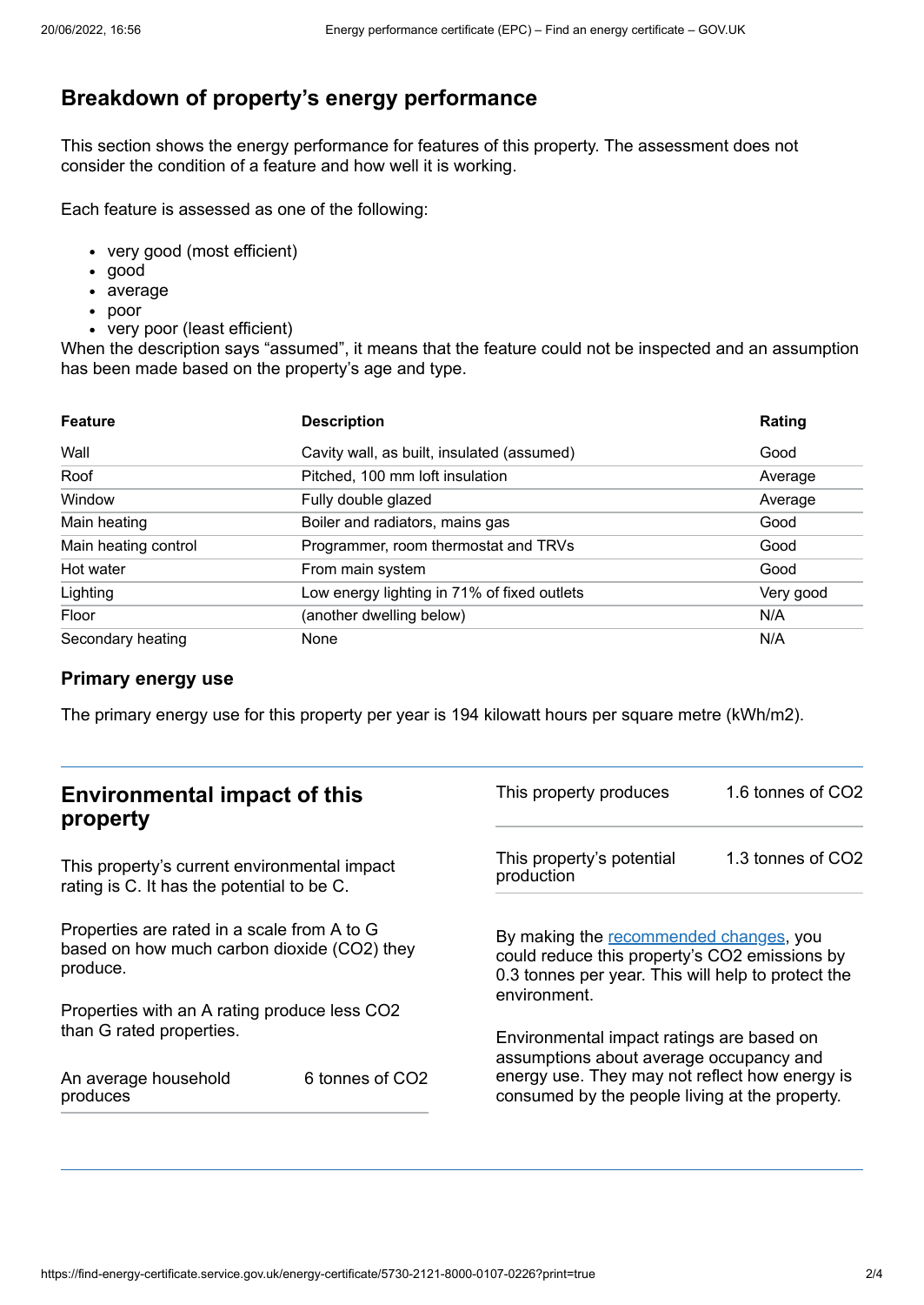## Breakdown of property's energy performance

This section shows the energy performance for features of this property. The assessment does not consider the condition of a feature and how well it is working.

Each feature is assessed as one of the following:

- very good (most efficient)
- good
- average
- poor
- very poor (least efficient)

When the description says "assumed", it means that the feature could not be inspected and an assumption has been made based on the property's age and type.

| Feature | Description | Rating |
| --- | --- | --- |
| Wall | Cavity wall, as built, insulated (assumed) | Good |
| Roof | Pitched, 100 mm loft insulation | Average |
| Window | Fully double glazed | Average |
| Main heating | Boiler and radiators, mains gas | Good |
| Main heating control | Programmer, room thermostat and TRVs | Good |
| Hot water | From main system | Good |
| Lighting | Low energy lighting in 71% of fixed outlets | Very good |
| Floor | (another dwelling below) | N/A |
| Secondary heating | None | N/A |

### Primary energy use

The primary energy use for this property per year is 194 kilowatt hours per square metre (kWh/m2).

## Environmental impact of this property

This property's current environmental impact rating is C. It has the potential to be C.

Properties are rated in a scale from A to G based on how much carbon dioxide ($CO_2$) they produce.

Properties with an A rating produce less $CO_2$ than G rated properties.

| | |
| --- | --- |
| An average household produces | 6 tonnes of $CO_2$ |
| This property produces | 1.6 tonnes of $CO_2$ |
| This property's potential production | 1.3 tonnes of $CO_2$ |

By making the recommended changes, you could reduce this property's $CO_2$ emissions by 0.3 tonnes per year. This will help to protect the environment.

Environmental impact ratings are based on assumptions about average occupancy and energy use. They may not reflect how energy is consumed by the people living at the property.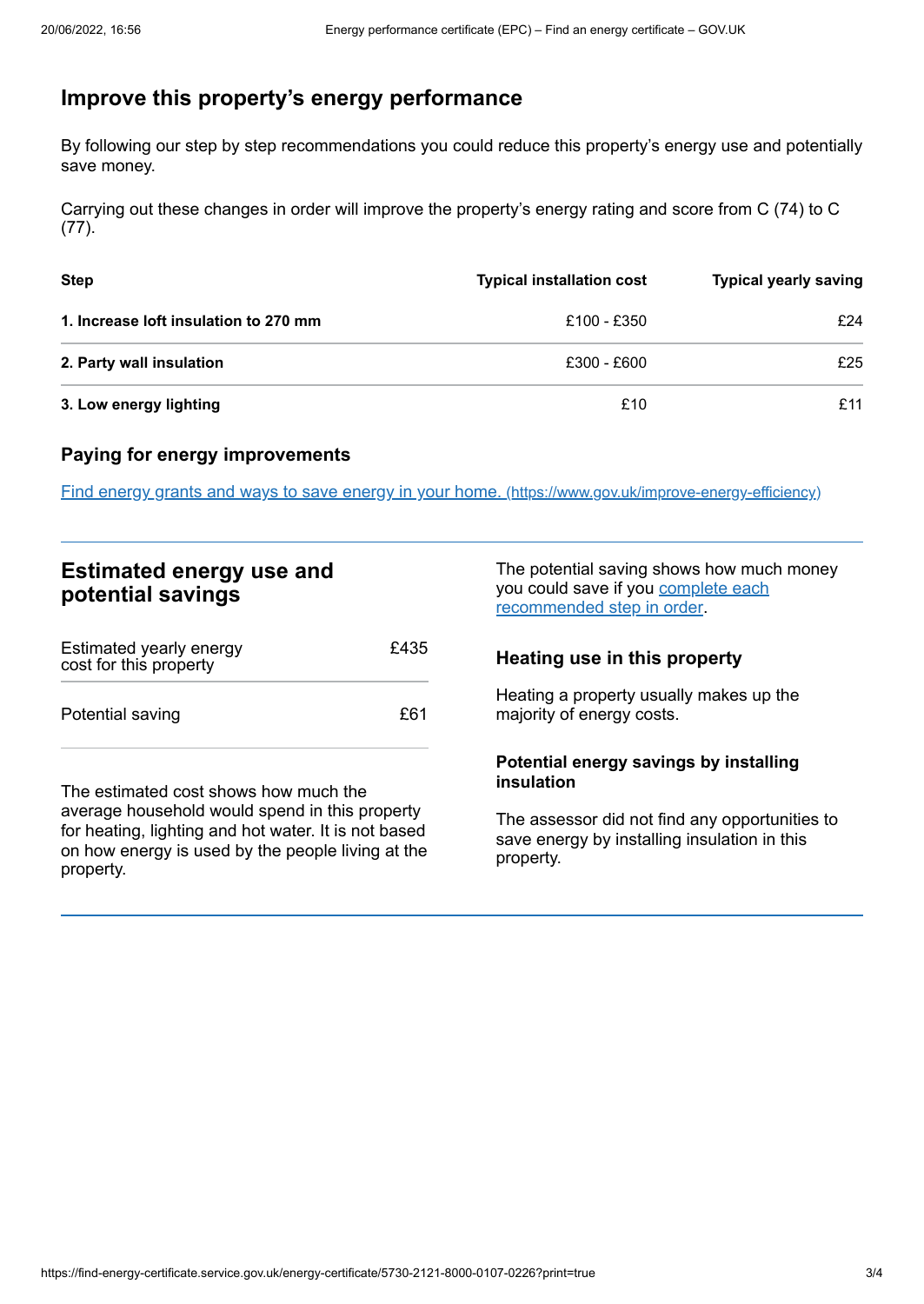## Improve this property's energy performance

By following our step by step recommendations you could reduce this property's energy use and potentially save money.

Carrying out these changes in order will improve the property's energy rating and score from C (74) to C (77).

| Step | Typical installation cost | Typical yearly saving |
|---|---|---|
| **1. Increase loft insulation to 270 mm** | £100 - £350 | £24 |
| **2. Party wall insulation** | £300 - £600 | £25 |
| **3. Low energy lighting** | £10 | £11 |

### Paying for energy improvements

[Find energy grants and ways to save energy in your home.](https://www.gov.uk/improve-energy-efficiency) (https://www.gov.uk/improve-energy-efficiency)

## Estimated energy use and potential savings

| | |
|---|---|
| Estimated yearly energy cost for this property | £435 |
| Potential saving | £61 |

The estimated cost shows how much the average household would spend in this property for heating, lighting and hot water. It is not based on how energy is used by the people living at the property.

The potential saving shows how much money you could save if you complete each recommended step in order.

### Heating use in this property

Heating a property usually makes up the majority of energy costs.

#### Potential energy savings by installing insulation

The assessor did not find any opportunities to save energy by installing insulation in this property.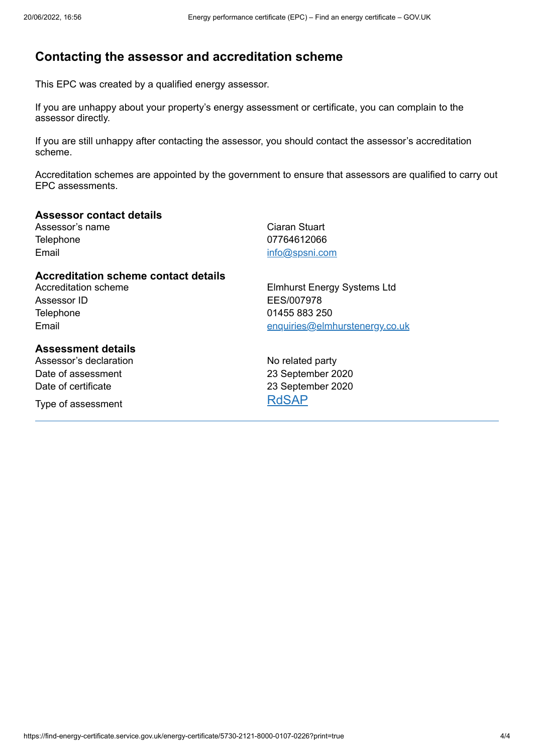## Contacting the assessor and accreditation scheme

This EPC was created by a qualified energy assessor.

If you are unhappy about your property's energy assessment or certificate, you can complain to the assessor directly.

If you are still unhappy after contacting the assessor, you should contact the assessor's accreditation scheme.

Accreditation schemes are appointed by the government to ensure that assessors are qualified to carry out EPC assessments.

### Assessor contact details

| | |
|---|---|
| Assessor's name | Ciaran Stuart |
| Telephone | 07764612066 |
| Email | info@spsni.com |

### Accreditation scheme contact details

| | |
|---|---|
| Accreditation scheme | Elmhurst Energy Systems Ltd |
| Assessor ID | EES/007978 |
| Telephone | 01455 883 250 |
| Email | enquiries@elmhurstenergy.co.uk |

### Assessment details

| | |
|---|---|
| Assessor's declaration | No related party |
| Date of assessment | 23 September 2020 |
| Date of certificate | 23 September 2020 |
| Type of assessment | RdSAP |